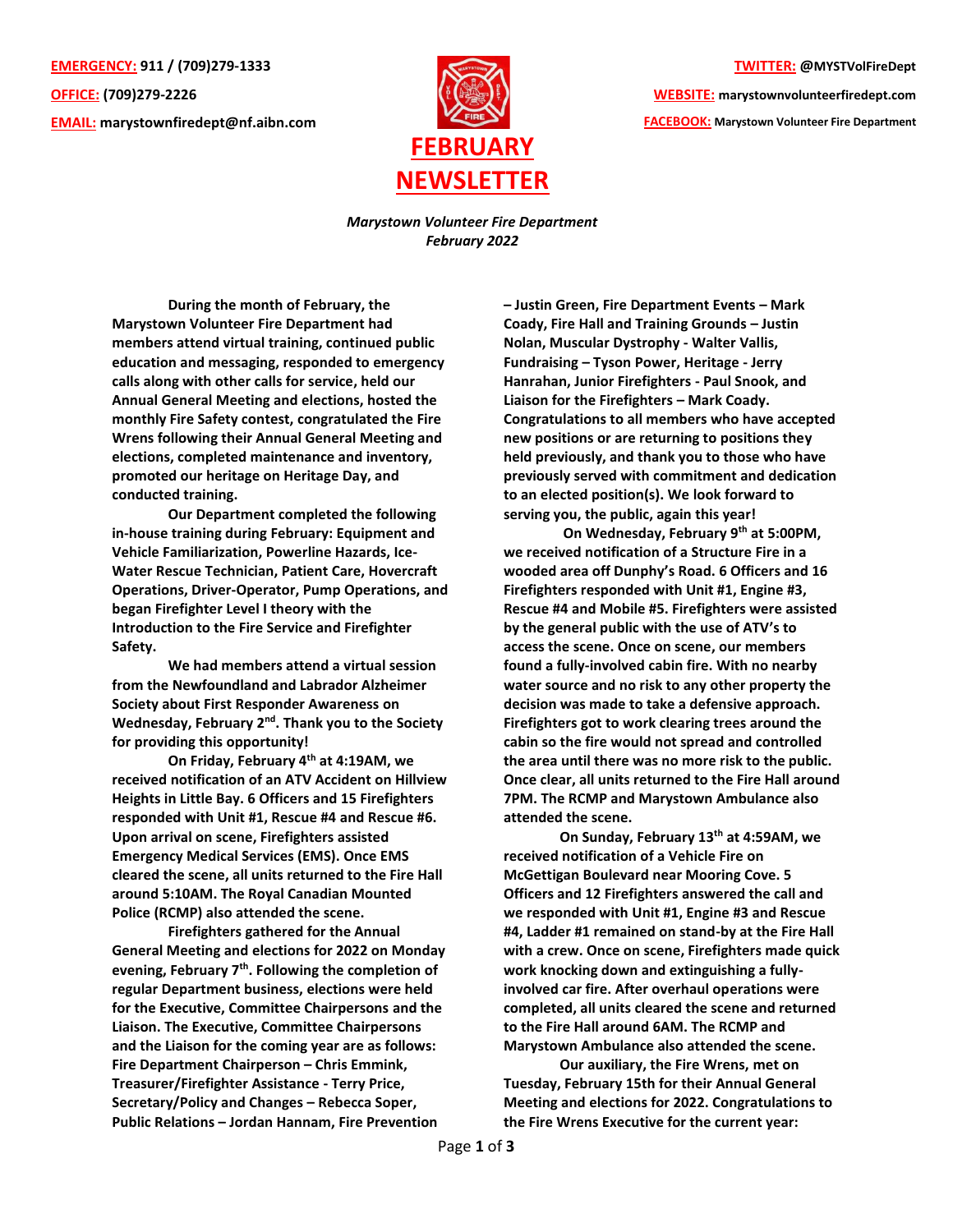**EMERGENCY:** 911 / (709)279-1333

**OFFICE:** (709)279-2226

**EMAIL:** marystownfiredept@nf.aibn.com

**TWITTER:** @MYSTVolFireDept

**WEBSITE:** marystownvolunteerfiredept.com

**FACEBOOK:** Marystown Volunteer Fire Department

# FEBRUARY NEWSLETTER

*Marystown Volunteer Fire Department*
*February 2022*

**During the month of February, the Marystown Volunteer Fire Department had members attend virtual training, continued public education and messaging, responded to emergency calls along with other calls for service, held our Annual General Meeting and elections, hosted the monthly Fire Safety contest, congratulated the Fire Wrens following their Annual General Meeting and elections, completed maintenance and inventory, promoted our heritage on Heritage Day, and conducted training.**

**Our Department completed the following in-house training during February: Equipment and Vehicle Familiarization, Powerline Hazards, Ice-Water Rescue Technician, Patient Care, Hovercraft Operations, Driver-Operator, Pump Operations, and began Firefighter Level I theory with the Introduction to the Fire Service and Firefighter Safety.**

**We had members attend a virtual session from the Newfoundland and Labrador Alzheimer Society about First Responder Awareness on Wednesday, February 2nd. Thank you to the Society for providing this opportunity!**

**On Friday, February 4th at 4:19AM, we received notification of an ATV Accident on Hillview Heights in Little Bay. 6 Officers and 15 Firefighters responded with Unit #1, Rescue #4 and Rescue #6. Upon arrival on scene, Firefighters assisted Emergency Medical Services (EMS). Once EMS cleared the scene, all units returned to the Fire Hall around 5:10AM. The Royal Canadian Mounted Police (RCMP) also attended the scene.**

**Firefighters gathered for the Annual General Meeting and elections for 2022 on Monday evening, February 7th. Following the completion of regular Department business, elections were held for the Executive, Committee Chairpersons and the Liaison. The Executive, Committee Chairpersons and the Liaison for the coming year are as follows: Fire Department Chairperson – Chris Emmink, Treasurer/Firefighter Assistance - Terry Price, Secretary/Policy and Changes – Rebecca Soper, Public Relations – Jordan Hannam, Fire Prevention – Justin Green, Fire Department Events – Mark Coady, Fire Hall and Training Grounds – Justin Nolan, Muscular Dystrophy - Walter Vallis, Fundraising – Tyson Power, Heritage - Jerry Hanrahan, Junior Firefighters - Paul Snook, and Liaison for the Firefighters – Mark Coady. Congratulations to all members who have accepted new positions or are returning to positions they held previously, and thank you to those who have previously served with commitment and dedication to an elected position(s). We look forward to serving you, the public, again this year!**

**On Wednesday, February 9th at 5:00PM, we received notification of a Structure Fire in a wooded area off Dunphy's Road. 6 Officers and 16 Firefighters responded with Unit #1, Engine #3, Rescue #4 and Mobile #5. Firefighters were assisted by the general public with the use of ATV's to access the scene. Once on scene, our members found a fully-involved cabin fire. With no nearby water source and no risk to any other property the decision was made to take a defensive approach. Firefighters got to work clearing trees around the cabin so the fire would not spread and controlled the area until there was no more risk to the public. Once clear, all units returned to the Fire Hall around 7PM. The RCMP and Marystown Ambulance also attended the scene.**

**On Sunday, February 13th at 4:59AM, we received notification of a Vehicle Fire on McGettigan Boulevard near Mooring Cove. 5 Officers and 12 Firefighters answered the call and we responded with Unit #1, Engine #3 and Rescue #4, Ladder #1 remained on stand-by at the Fire Hall with a crew. Once on scene, Firefighters made quick work knocking down and extinguishing a fully-involved car fire. After overhaul operations were completed, all units cleared the scene and returned to the Fire Hall around 6AM. The RCMP and Marystown Ambulance also attended the scene.**

**Our auxiliary, the Fire Wrens, met on Tuesday, February 15th for their Annual General Meeting and elections for 2022. Congratulations to the Fire Wrens Executive for the current year:**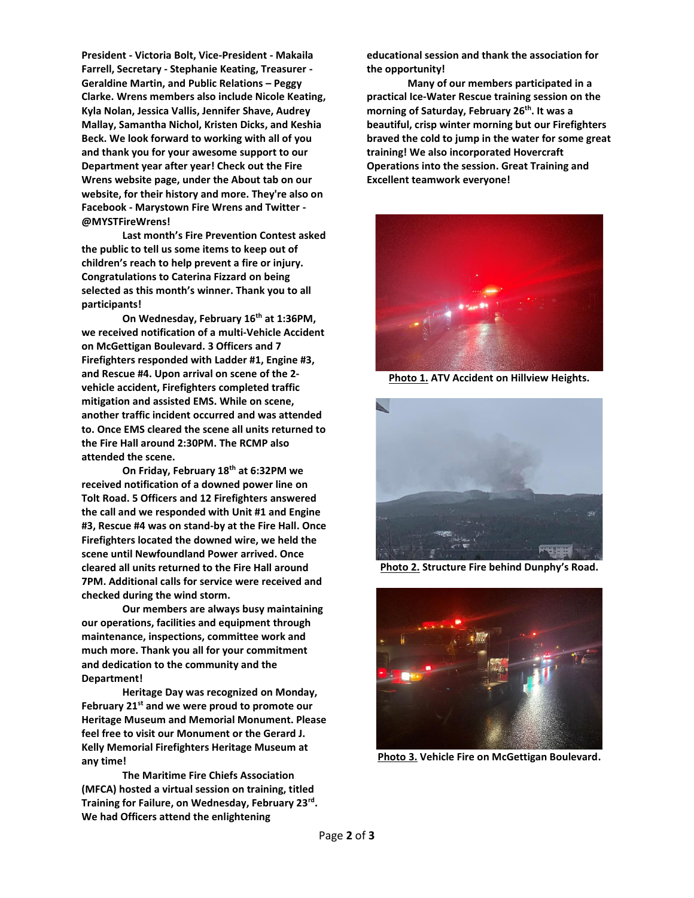**President - Victoria Bolt, Vice-President - Makaila Farrell, Secretary - Stephanie Keating, Treasurer - Geraldine Martin, and Public Relations – Peggy Clarke. Wrens members also include Nicole Keating, Kyla Nolan, Jessica Vallis, Jennifer Shave, Audrey Mallay, Samantha Nichol, Kristen Dicks, and Keshia Beck. We look forward to working with all of you and thank you for your awesome support to our Department year after year! Check out the Fire Wrens website page, under the About tab on our website, for their history and more. They're also on Facebook - Marystown Fire Wrens and Twitter - @MYSTFireWrens!**

**Last month's Fire Prevention Contest asked the public to tell us some items to keep out of children's reach to help prevent a fire or injury. Congratulations to Caterina Fizzard on being selected as this month's winner. Thank you to all participants!**

**On Wednesday, February 16th at 1:36PM, we received notification of a multi-Vehicle Accident on McGettigan Boulevard. 3 Officers and 7 Firefighters responded with Ladder #1, Engine #3, and Rescue #4. Upon arrival on scene of the 2-vehicle accident, Firefighters completed traffic mitigation and assisted EMS. While on scene, another traffic incident occurred and was attended to. Once EMS cleared the scene all units returned to the Fire Hall around 2:30PM. The RCMP also attended the scene.**

**On Friday, February 18th at 6:32PM we received notification of a downed power line on Tolt Road. 5 Officers and 12 Firefighters answered the call and we responded with Unit #1 and Engine #3, Rescue #4 was on stand-by at the Fire Hall. Once Firefighters located the downed wire, we held the scene until Newfoundland Power arrived. Once cleared all units returned to the Fire Hall around 7PM. Additional calls for service were received and checked during the wind storm.**

**Our members are always busy maintaining our operations, facilities and equipment through maintenance, inspections, committee work and much more. Thank you all for your commitment and dedication to the community and the Department!**

**Heritage Day was recognized on Monday, February 21st and we were proud to promote our Heritage Museum and Memorial Monument. Please feel free to visit our Monument or the Gerard J. Kelly Memorial Firefighters Heritage Museum at any time!**

**The Maritime Fire Chiefs Association (MFCA) hosted a virtual session on training, titled Training for Failure, on Wednesday, February 23rd. We had Officers attend the enlightening educational session and thank the association for the opportunity!**

**Many of our members participated in a practical Ice-Water Rescue training session on the morning of Saturday, February 26th. It was a beautiful, crisp winter morning but our Firefighters braved the cold to jump in the water for some great training! We also incorporated Hovercraft Operations into the session. Great Training and Excellent teamwork everyone!**

**Photo 1. ATV Accident on Hillview Heights.**

**Photo 2. Structure Fire behind Dunphy's Road.**

**Photo 3. Vehicle Fire on McGettigan Boulevard.**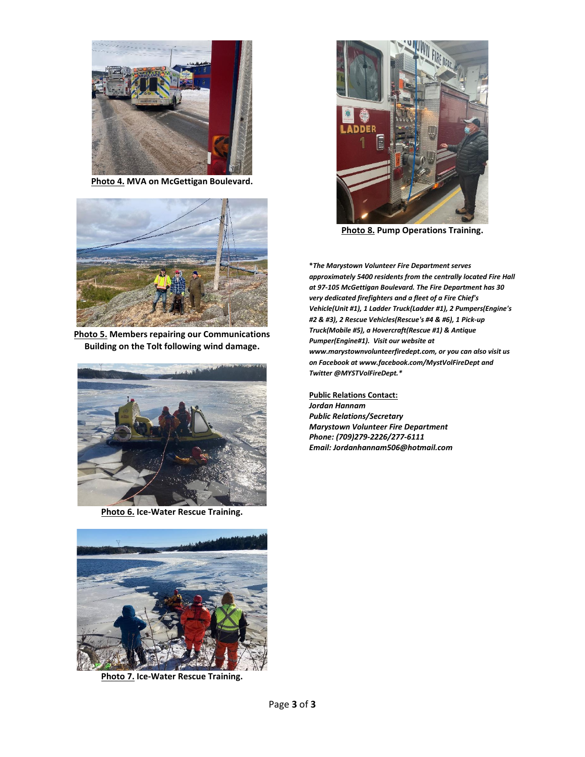**Photo 4.** **MVA on McGettigan Boulevard.**

**Photo 5.** **Members repairing our Communications Building on the Tolt following wind damage.**

**Photo 6.** **Ice-Water Rescue Training.**

**Photo 7.** **Ice-Water Rescue Training.**

**Photo 8.** **Pump Operations Training.**

***The Marystown Volunteer Fire Department serves approximately 5400 residents from the centrally located Fire Hall at 97-105 McGettigan Boulevard. The Fire Department has 30 very dedicated firefighters and a fleet of a Fire Chief's Vehicle(Unit #1), 1 Ladder Truck(Ladder #1), 2 Pumpers(Engine's #2 & #3), 2 Rescue Vehicles(Rescue's #4 & #6), 1 Pick-up Truck(Mobile #5), a Hovercraft(Rescue #1) & Antique Pumper(Engine#1). Visit our website at www.marystownvolunteerfiredept.com, or you can also visit us on Facebook at www.facebook.com/MystVolFireDept and Twitter @MYSTVolFireDept.***

**Public Relations Contact:**
***Jordan Hannam***
***Public Relations/Secretary***
***Marystown Volunteer Fire Department***
***Phone: (709)279-2226/277-6111***
***Email: Jordanhannam506@hotmail.com***